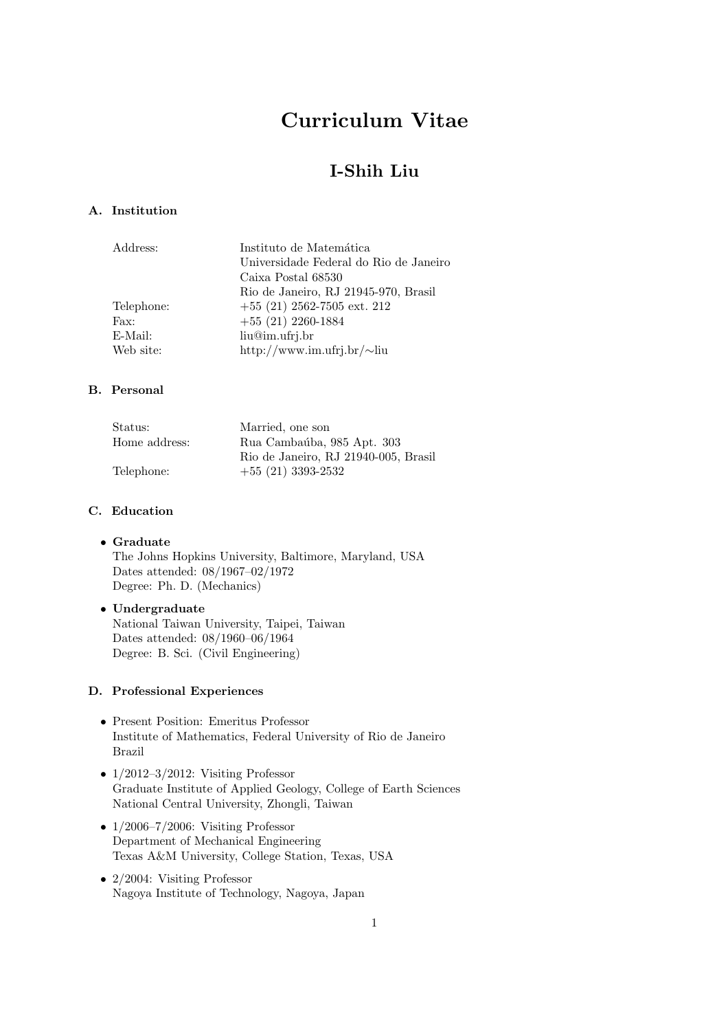# Curriculum Vitae

## I-Shih Liu

### A. Institution

| | |
|---|---|
| Address: | Instituto de Matemática |
| | Universidade Federal do Rio de Janeiro |
| | Caixa Postal 68530 |
| | Rio de Janeiro, RJ 21945-970, Brasil |
| Telephone: | +55 (21) 2562-7505 ext. 212 |
| Fax: | +55 (21) 2260-1884 |
| E-Mail: | liu@im.ufrj.br |
| Web site: | http://www.im.ufrj.br/∼liu |

### B. Personal

| | |
|---|---|
| Status: | Married, one son |
| Home address: | Rua Cambaúba, 985 Apt. 303 |
| | Rio de Janeiro, RJ 21940-005, Brasil |
| Telephone: | +55 (21) 3393-2532 |

### C. Education

- **Graduate**
  The Johns Hopkins University, Baltimore, Maryland, USA
  Dates attended: 08/1967–02/1972
  Degree: Ph. D. (Mechanics)
- **Undergraduate**
  National Taiwan University, Taipei, Taiwan
  Dates attended: 08/1960–06/1964
  Degree: B. Sci. (Civil Engineering)

### D. Professional Experiences

- Present Position: Emeritus Professor
  Institute of Mathematics, Federal University of Rio de Janeiro
  Brazil
- 1/2012–3/2012: Visiting Professor
  Graduate Institute of Applied Geology, College of Earth Sciences
  National Central University, Zhongli, Taiwan
- 1/2006–7/2006: Visiting Professor
  Department of Mechanical Engineering
  Texas A&M University, College Station, Texas, USA
- 2/2004: Visiting Professor
  Nagoya Institute of Technology, Nagoya, Japan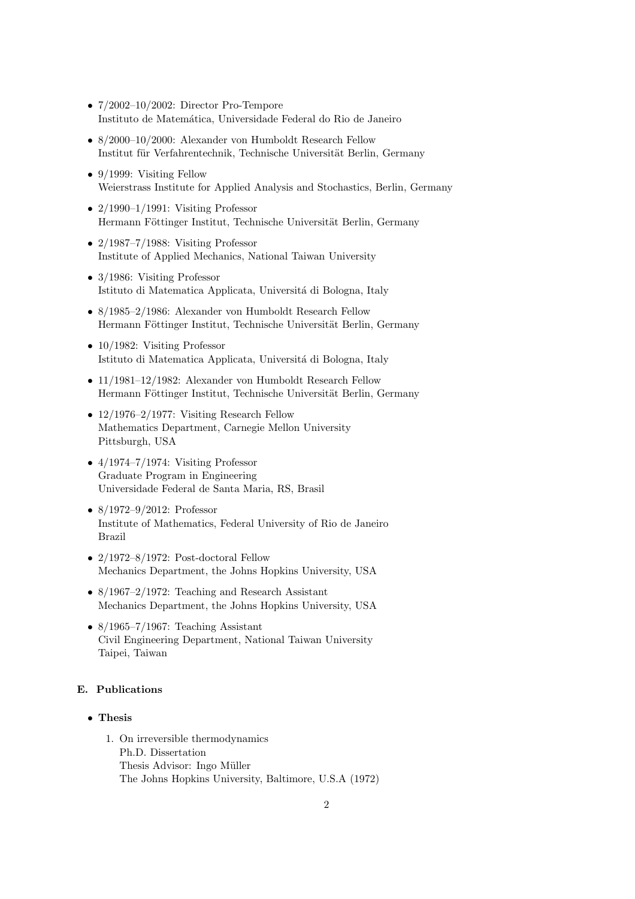- 7/2002–10/2002: Director Pro-Tempore
  Instituto de Matemática, Universidade Federal do Rio de Janeiro

- 8/2000–10/2000: Alexander von Humboldt Research Fellow
  Institut für Verfahrentechnik, Technische Universität Berlin, Germany

- 9/1999: Visiting Fellow
  Weierstrass Institute for Applied Analysis and Stochastics, Berlin, Germany

- 2/1990–1/1991: Visiting Professor
  Hermann Föttinger Institut, Technische Universität Berlin, Germany

- 2/1987–7/1988: Visiting Professor
  Institute of Applied Mechanics, National Taiwan University

- 3/1986: Visiting Professor
  Istituto di Matematica Applicata, Universitá di Bologna, Italy

- 8/1985–2/1986: Alexander von Humboldt Research Fellow
  Hermann Föttinger Institut, Technische Universität Berlin, Germany

- 10/1982: Visiting Professor
  Istituto di Matematica Applicata, Universitá di Bologna, Italy

- 11/1981–12/1982: Alexander von Humboldt Research Fellow
  Hermann Föttinger Institut, Technische Universität Berlin, Germany

- 12/1976–2/1977: Visiting Research Fellow
  Mathematics Department, Carnegie Mellon University
  Pittsburgh, USA

- 4/1974–7/1974: Visiting Professor
  Graduate Program in Engineering
  Universidade Federal de Santa Maria, RS, Brasil

- 8/1972–9/2012: Professor
  Institute of Mathematics, Federal University of Rio de Janeiro
  Brazil

- 2/1972–8/1972: Post-doctoral Fellow
  Mechanics Department, the Johns Hopkins University, USA

- 8/1967–2/1972: Teaching and Research Assistant
  Mechanics Department, the Johns Hopkins University, USA

- 8/1965–7/1967: Teaching Assistant
  Civil Engineering Department, National Taiwan University
  Taipei, Taiwan

### E. Publications

- **Thesis**

  1. On irreversible thermodynamics
     Ph.D. Dissertation
     Thesis Advisor: Ingo Müller
     The Johns Hopkins University, Baltimore, U.S.A (1972)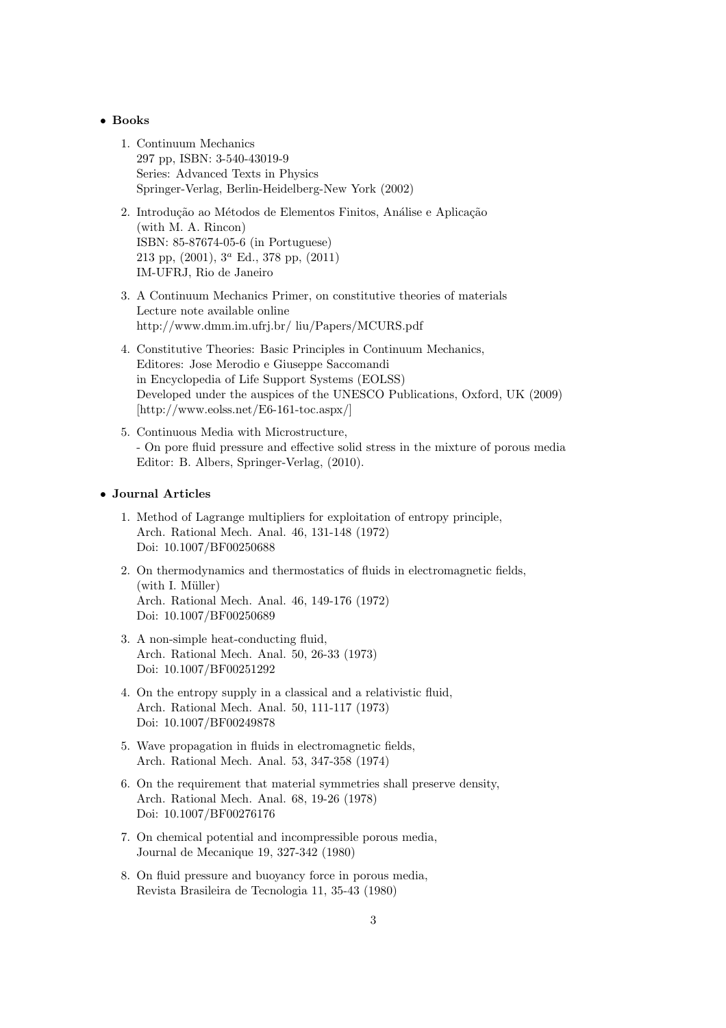- **Books**

  1. Continuum Mechanics
     297 pp, ISBN: 3-540-43019-9
     Series: Advanced Texts in Physics
     Springer-Verlag, Berlin-Heidelberg-New York (2002)

  2. Introdução ao Métodos de Elementos Finitos, Análise e Aplicação
     (with M. A. Rincon)
     ISBN: 85-87674-05-6 (in Portuguese)
     213 pp, (2001), $3^a$ Ed., 378 pp, (2011)
     IM-UFRJ, Rio de Janeiro

  3. A Continuum Mechanics Primer, on constitutive theories of materials
     Lecture note available online
     http://www.dmm.im.ufrj.br/ liu/Papers/MCURS.pdf

  4. Constitutive Theories: Basic Principles in Continuum Mechanics,
     Editores: Jose Merodio e Giuseppe Saccomandi
     in Encyclopedia of Life Support Systems (EOLSS)
     Developed under the auspices of the UNESCO Publications, Oxford, UK (2009)
     [http://www.eolss.net/E6-161-toc.aspx/]

  5. Continuous Media with Microstructure,
     - On pore fluid pressure and effective solid stress in the mixture of porous media
     Editor: B. Albers, Springer-Verlag, (2010).

- **Journal Articles**

  1. Method of Lagrange multipliers for exploitation of entropy principle,
     Arch. Rational Mech. Anal. 46, 131-148 (1972)
     Doi: 10.1007/BF00250688

  2. On thermodynamics and thermostatics of fluids in electromagnetic fields,
     (with I. Müller)
     Arch. Rational Mech. Anal. 46, 149-176 (1972)
     Doi: 10.1007/BF00250689

  3. A non-simple heat-conducting fluid,
     Arch. Rational Mech. Anal. 50, 26-33 (1973)
     Doi: 10.1007/BF00251292

  4. On the entropy supply in a classical and a relativistic fluid,
     Arch. Rational Mech. Anal. 50, 111-117 (1973)
     Doi: 10.1007/BF00249878

  5. Wave propagation in fluids in electromagnetic fields,
     Arch. Rational Mech. Anal. 53, 347-358 (1974)

  6. On the requirement that material symmetries shall preserve density,
     Arch. Rational Mech. Anal. 68, 19-26 (1978)
     Doi: 10.1007/BF00276176

  7. On chemical potential and incompressible porous media,
     Journal de Mecanique 19, 327-342 (1980)

  8. On fluid pressure and buoyancy force in porous media,
     Revista Brasileira de Tecnologia 11, 35-43 (1980)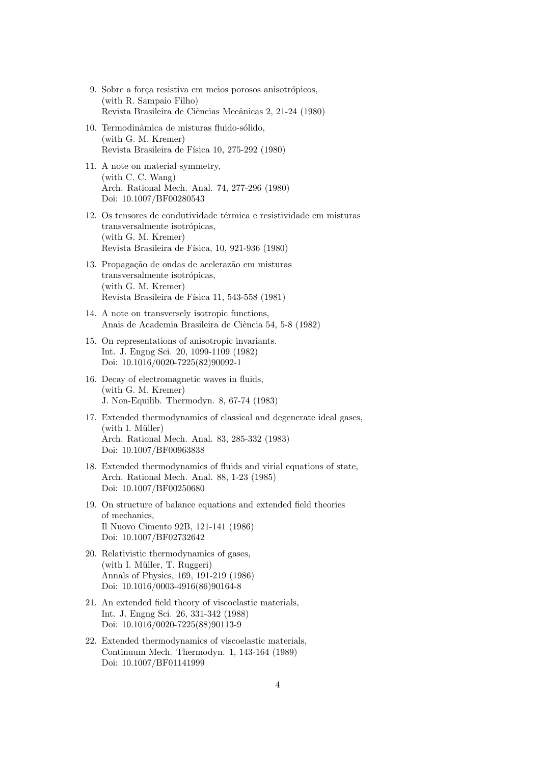9. Sobre a força resistiva em meios porosos anisotrópicos,
   (with R. Sampaio Filho)
   Revista Brasileira de Ciências Mecânicas 2, 21-24 (1980)

10. Termodinâmica de misturas fluido-sólido,
    (with G. M. Kremer)
    Revista Brasileira de Física 10, 275-292 (1980)

11. A note on material symmetry,
    (with C. C. Wang)
    Arch. Rational Mech. Anal. 74, 277-296 (1980)
    Doi: 10.1007/BF00280543

12. Os tensores de condutividade térmica e resistividade em misturas transversalmente isotrópicas,
    (with G. M. Kremer)
    Revista Brasileira de Física, 10, 921-936 (1980)

13. Propagação de ondas de acelerazão em misturas transversalmente isotrópicas,
    (with G. M. Kremer)
    Revista Brasileira de Física 11, 543-558 (1981)

14. A note on transversely isotropic functions,
    Anais de Academia Brasileira de Ciência 54, 5-8 (1982)

15. On representations of anisotropic invariants.
    Int. J. Engng Sci. 20, 1099-1109 (1982)
    Doi: 10.1016/0020-7225(82)90092-1

16. Decay of electromagnetic waves in fluids,
    (with G. M. Kremer)
    J. Non-Equilib. Thermodyn. 8, 67-74 (1983)

17. Extended thermodynamics of classical and degenerate ideal gases,
    (with I. Müller)
    Arch. Rational Mech. Anal. 83, 285-332 (1983)
    Doi: 10.1007/BF00963838

18. Extended thermodynamics of fluids and virial equations of state,
    Arch. Rational Mech. Anal. 88, 1-23 (1985)
    Doi: 10.1007/BF00250680

19. On structure of balance equations and extended field theories of mechanics,
    Il Nuovo Cimento 92B, 121-141 (1986)
    Doi: 10.1007/BF02732642

20. Relativistic thermodynamics of gases,
    (with I. Müller, T. Ruggeri)
    Annals of Physics, 169, 191-219 (1986)
    Doi: 10.1016/0003-4916(86)90164-8

21. An extended field theory of viscoelastic materials,
    Int. J. Engng Sci. 26, 331-342 (1988)
    Doi: 10.1016/0020-7225(88)90113-9

22. Extended thermodynamics of viscoelastic materials,
    Continuum Mech. Thermodyn. 1, 143-164 (1989)
    Doi: 10.1007/BF01141999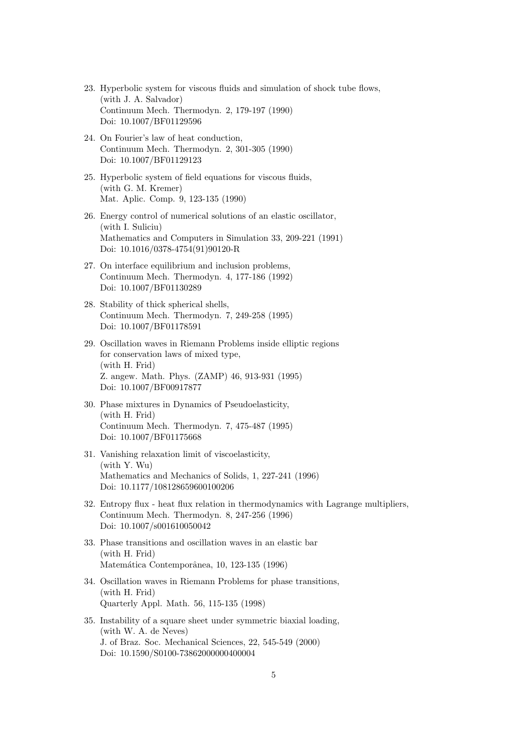23. Hyperbolic system for viscous fluids and simulation of shock tube flows,
    (with J. A. Salvador)
    Continuum Mech. Thermodyn. 2, 179-197 (1990)
    Doi: 10.1007/BF01129596

24. On Fourier's law of heat conduction,
    Continuum Mech. Thermodyn. 2, 301-305 (1990)
    Doi: 10.1007/BF01129123

25. Hyperbolic system of field equations for viscous fluids,
    (with G. M. Kremer)
    Mat. Aplic. Comp. 9, 123-135 (1990)

26. Energy control of numerical solutions of an elastic oscillator,
    (with I. Suliciu)
    Mathematics and Computers in Simulation 33, 209-221 (1991)
    Doi: 10.1016/0378-4754(91)90120-R

27. On interface equilibrium and inclusion problems,
    Continuum Mech. Thermodyn. 4, 177-186 (1992)
    Doi: 10.1007/BF01130289

28. Stability of thick spherical shells,
    Continuum Mech. Thermodyn. 7, 249-258 (1995)
    Doi: 10.1007/BF01178591

29. Oscillation waves in Riemann Problems inside elliptic regions
    for conservation laws of mixed type,
    (with H. Frid)
    Z. angew. Math. Phys. (ZAMP) 46, 913-931 (1995)
    Doi: 10.1007/BF00917877

30. Phase mixtures in Dynamics of Pseudoelasticity,
    (with H. Frid)
    Continuum Mech. Thermodyn. 7, 475-487 (1995)
    Doi: 10.1007/BF01175668

31. Vanishing relaxation limit of viscoelasticity,
    (with Y. Wu)
    Mathematics and Mechanics of Solids, 1, 227-241 (1996)
    Doi: 10.1177/108128659600100206

32. Entropy flux - heat flux relation in thermodynamics with Lagrange multipliers,
    Continuum Mech. Thermodyn. 8, 247-256 (1996)
    Doi: 10.1007/s001610050042

33. Phase transitions and oscillation waves in an elastic bar
    (with H. Frid)
    Matemática Contemporânea, 10, 123-135 (1996)

34. Oscillation waves in Riemann Problems for phase transitions,
    (with H. Frid)
    Quarterly Appl. Math. 56, 115-135 (1998)

35. Instability of a square sheet under symmetric biaxial loading,
    (with W. A. de Neves)
    J. of Braz. Soc. Mechanical Sciences, 22, 545-549 (2000)
    Doi: 10.1590/S0100-73862000000400004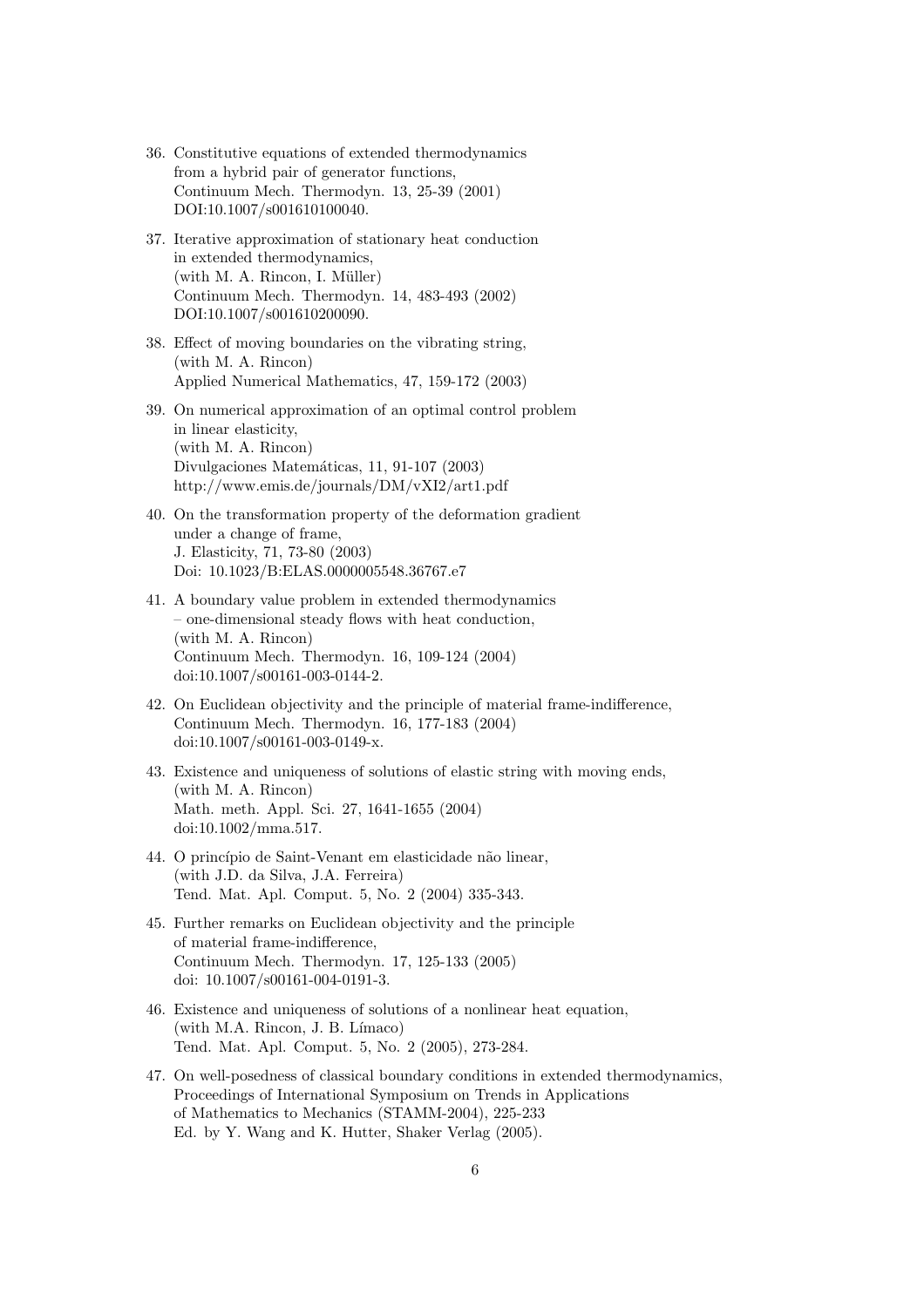36. Constitutive equations of extended thermodynamics
    from a hybrid pair of generator functions,
    Continuum Mech. Thermodyn. 13, 25-39 (2001)
    DOI:10.1007/s001610100040.

37. Iterative approximation of stationary heat conduction
    in extended thermodynamics,
    (with M. A. Rincon, I. Müller)
    Continuum Mech. Thermodyn. 14, 483-493 (2002)
    DOI:10.1007/s001610200090.

38. Effect of moving boundaries on the vibrating string,
    (with M. A. Rincon)
    Applied Numerical Mathematics, 47, 159-172 (2003)

39. On numerical approximation of an optimal control problem
    in linear elasticity,
    (with M. A. Rincon)
    Divulgaciones Matemáticas, 11, 91-107 (2003)
    http://www.emis.de/journals/DM/vXI2/art1.pdf

40. On the transformation property of the deformation gradient
    under a change of frame,
    J. Elasticity, 71, 73-80 (2003)
    Doi: 10.1023/B:ELAS.0000005548.36767.e7

41. A boundary value problem in extended thermodynamics
    – one-dimensional steady flows with heat conduction,
    (with M. A. Rincon)
    Continuum Mech. Thermodyn. 16, 109-124 (2004)
    doi:10.1007/s00161-003-0144-2.

42. On Euclidean objectivity and the principle of material frame-indifference,
    Continuum Mech. Thermodyn. 16, 177-183 (2004)
    doi:10.1007/s00161-003-0149-x.

43. Existence and uniqueness of solutions of elastic string with moving ends,
    (with M. A. Rincon)
    Math. meth. Appl. Sci. 27, 1641-1655 (2004)
    doi:10.1002/mma.517.

44. O princípio de Saint-Venant em elasticidade não linear,
    (with J.D. da Silva, J.A. Ferreira)
    Tend. Mat. Apl. Comput. 5, No. 2 (2004) 335-343.

45. Further remarks on Euclidean objectivity and the principle
    of material frame-indifference,
    Continuum Mech. Thermodyn. 17, 125-133 (2005)
    doi: 10.1007/s00161-004-0191-3.

46. Existence and uniqueness of solutions of a nonlinear heat equation,
    (with M.A. Rincon, J. B. Límaco)
    Tend. Mat. Apl. Comput. 5, No. 2 (2005), 273-284.

47. On well-posedness of classical boundary conditions in extended thermodynamics,
    Proceedings of International Symposium on Trends in Applications
    of Mathematics to Mechanics (STAMM-2004), 225-233
    Ed. by Y. Wang and K. Hutter, Shaker Verlag (2005).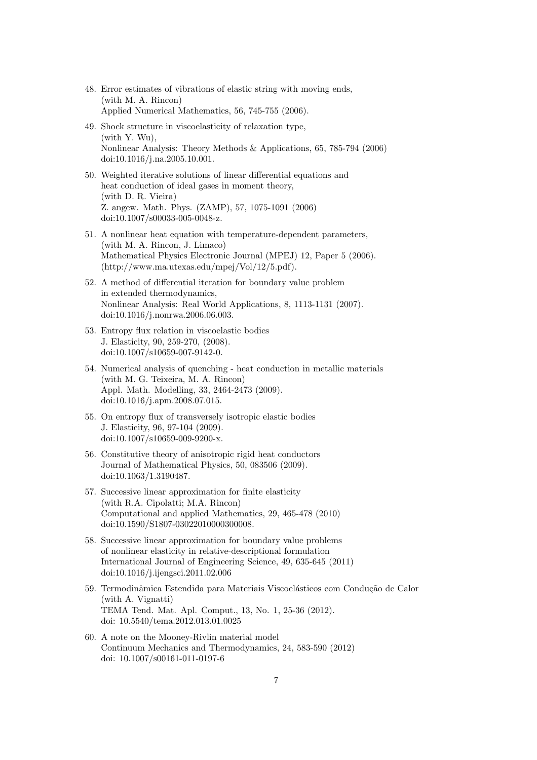48. Error estimates of vibrations of elastic string with moving ends,
(with M. A. Rincon)
Applied Numerical Mathematics, 56, 745-755 (2006).

49. Shock structure in viscoelasticity of relaxation type,
(with Y. Wu),
Nonlinear Analysis: Theory Methods & Applications, 65, 785-794 (2006)
doi:10.1016/j.na.2005.10.001.

50. Weighted iterative solutions of linear differential equations and
heat conduction of ideal gases in moment theory,
(with D. R. Vieira)
Z. angew. Math. Phys. (ZAMP), 57, 1075-1091 (2006)
doi:10.1007/s00033-005-0048-z.

51. A nonlinear heat equation with temperature-dependent parameters,
(with M. A. Rincon, J. Limaco)
Mathematical Physics Electronic Journal (MPEJ) 12, Paper 5 (2006).
(http://www.ma.utexas.edu/mpej/Vol/12/5.pdf).

52. A method of differential iteration for boundary value problem
in extended thermodynamics,
Nonlinear Analysis: Real World Applications, 8, 1113-1131 (2007).
doi:10.1016/j.nonrwa.2006.06.003.

53. Entropy flux relation in viscoelastic bodies
J. Elasticity, 90, 259-270, (2008).
doi:10.1007/s10659-007-9142-0.

54. Numerical analysis of quenching - heat conduction in metallic materials
(with M. G. Teixeira, M. A. Rincon)
Appl. Math. Modelling, 33, 2464-2473 (2009).
doi:10.1016/j.apm.2008.07.015.

55. On entropy flux of transversely isotropic elastic bodies
J. Elasticity, 96, 97-104 (2009).
doi:10.1007/s10659-009-9200-x.

56. Constitutive theory of anisotropic rigid heat conductors
Journal of Mathematical Physics, 50, 083506 (2009).
doi:10.1063/1.3190487.

57. Successive linear approximation for finite elasticity
(with R.A. Cipolatti; M.A. Rincon)
Computational and applied Mathematics, 29, 465-478 (2010)
doi:10.1590/S1807-03022010000300008.

58. Successive linear approximation for boundary value problems
of nonlinear elasticity in relative-descriptional formulation
International Journal of Engineering Science, 49, 635-645 (2011)
doi:10.1016/j.ijengsci.2011.02.006

59. Termodinâmica Estendida para Materiais Viscoelásticos com Condução de Calor
(with A. Vignatti)
TEMA Tend. Mat. Apl. Comput., 13, No. 1, 25-36 (2012).
doi: 10.5540/tema.2012.013.01.0025

60. A note on the Mooney-Rivlin material model
Continuum Mechanics and Thermodynamics, 24, 583-590 (2012)
doi: 10.1007/s00161-011-0197-6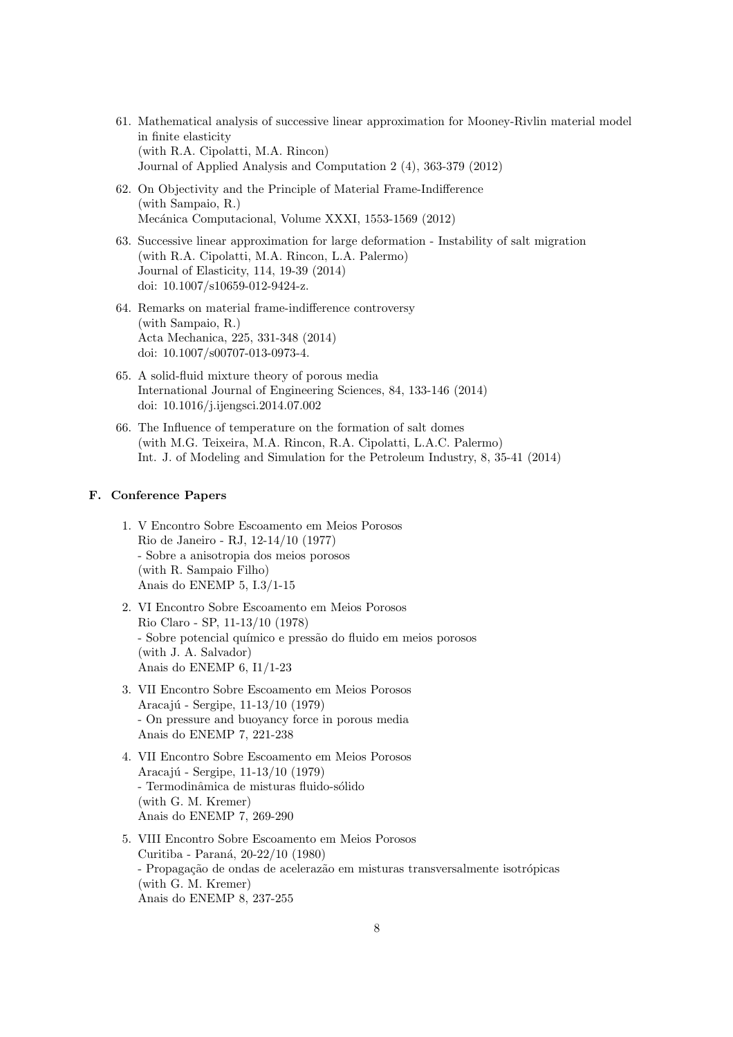61. Mathematical analysis of successive linear approximation for Mooney-Rivlin material model in finite elasticity
(with R.A. Cipolatti, M.A. Rincon)
Journal of Applied Analysis and Computation 2 (4), 363-379 (2012)

62. On Objectivity and the Principle of Material Frame-Indifference
(with Sampaio, R.)
Mecánica Computacional, Volume XXXI, 1553-1569 (2012)

63. Successive linear approximation for large deformation - Instability of salt migration
(with R.A. Cipolatti, M.A. Rincon, L.A. Palermo)
Journal of Elasticity, 114, 19-39 (2014)
doi: 10.1007/s10659-012-9424-z.

64. Remarks on material frame-indifference controversy
(with Sampaio, R.)
Acta Mechanica, 225, 331-348 (2014)
doi: 10.1007/s00707-013-0973-4.

65. A solid-fluid mixture theory of porous media
International Journal of Engineering Sciences, 84, 133-146 (2014)
doi: 10.1016/j.ijengsci.2014.07.002

66. The Influence of temperature on the formation of salt domes
(with M.G. Teixeira, M.A. Rincon, R.A. Cipolatti, L.A.C. Palermo)
Int. J. of Modeling and Simulation for the Petroleum Industry, 8, 35-41 (2014)

### F. Conference Papers

1. V Encontro Sobre Escoamento em Meios Porosos
Rio de Janeiro - RJ, 12-14/10 (1977)
- Sobre a anisotropia dos meios porosos
(with R. Sampaio Filho)
Anais do ENEMP 5, I.3/1-15

2. VI Encontro Sobre Escoamento em Meios Porosos
Rio Claro - SP, 11-13/10 (1978)
- Sobre potencial químico e pressão do fluido em meios porosos
(with J. A. Salvador)
Anais do ENEMP 6, I1/1-23

3. VII Encontro Sobre Escoamento em Meios Porosos
Aracajú - Sergipe, 11-13/10 (1979)
- On pressure and buoyancy force in porous media
Anais do ENEMP 7, 221-238

4. VII Encontro Sobre Escoamento em Meios Porosos
Aracajú - Sergipe, 11-13/10 (1979)
- Termodinâmica de misturas fluido-sólido
(with G. M. Kremer)
Anais do ENEMP 7, 269-290

5. VIII Encontro Sobre Escoamento em Meios Porosos
Curitiba - Paraná, 20-22/10 (1980)
- Propagação de ondas de acelerazão em misturas transversalmente isotrópicas
(with G. M. Kremer)
Anais do ENEMP 8, 237-255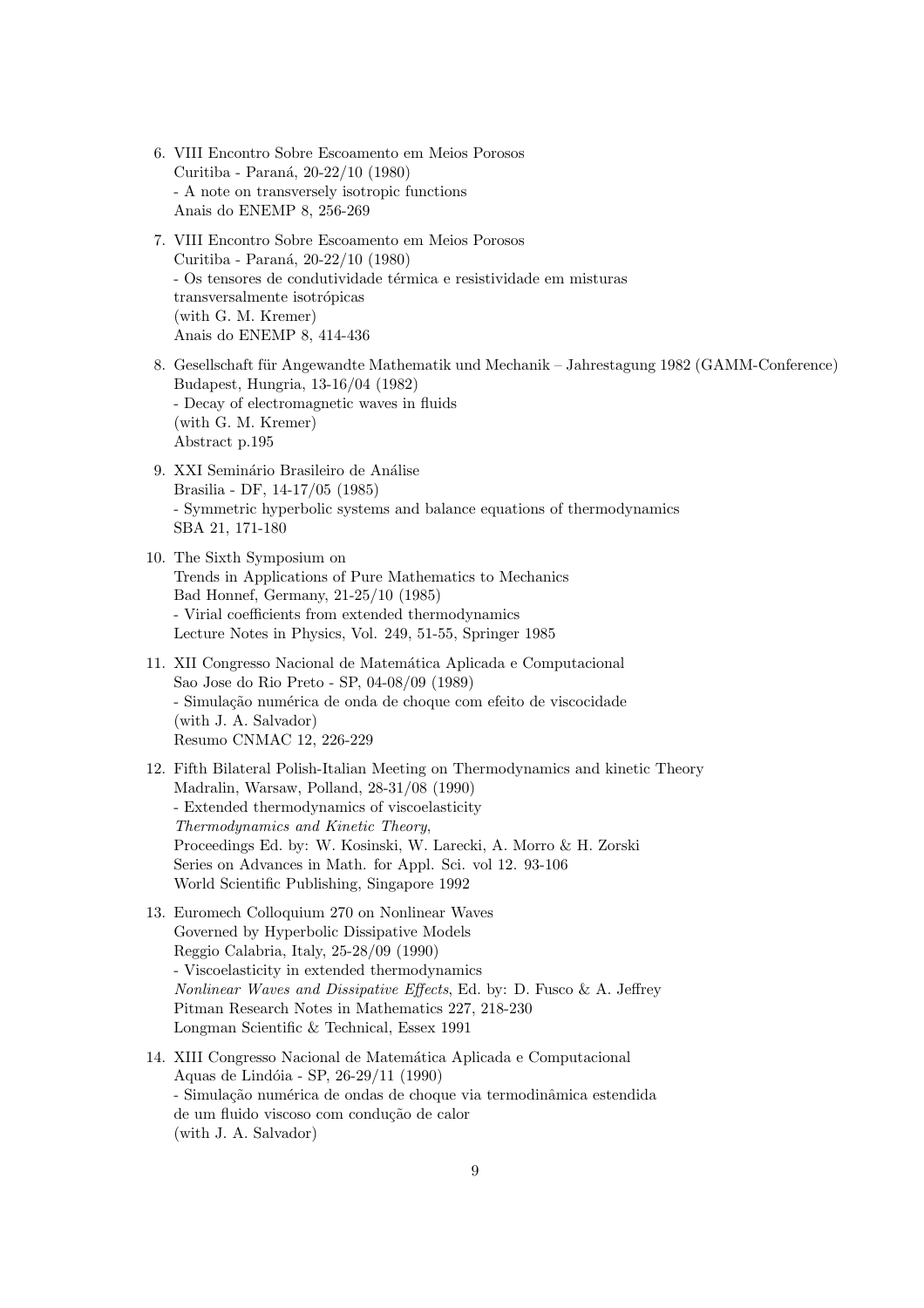6. VIII Encontro Sobre Escoamento em Meios Porosos
   Curitiba - Paraná, 20-22/10 (1980)
   - A note on transversely isotropic functions
   Anais do ENEMP 8, 256-269

7. VIII Encontro Sobre Escoamento em Meios Porosos
   Curitiba - Paraná, 20-22/10 (1980)
   - Os tensores de condutividade térmica e resistividade em misturas
   transversalmente isotrópicas
   (with G. M. Kremer)
   Anais do ENEMP 8, 414-436

8. Gesellschaft für Angewandte Mathematik und Mechanik – Jahrestagung 1982 (GAMM-Conference)
   Budapest, Hungria, 13-16/04 (1982)
   - Decay of electromagnetic waves in fluids
   (with G. M. Kremer)
   Abstract p.195

9. XXI Seminário Brasileiro de Análise
   Brasilia - DF, 14-17/05 (1985)
   - Symmetric hyperbolic systems and balance equations of thermodynamics
   SBA 21, 171-180

10. The Sixth Symposium on
    Trends in Applications of Pure Mathematics to Mechanics
    Bad Honnef, Germany, 21-25/10 (1985)
    - Virial coefficients from extended thermodynamics
    Lecture Notes in Physics, Vol. 249, 51-55, Springer 1985

11. XII Congresso Nacional de Matemática Aplicada e Computacional
    Sao Jose do Rio Preto - SP, 04-08/09 (1989)
    - Simulação numérica de onda de choque com efeito de viscocidade
    (with J. A. Salvador)
    Resumo CNMAC 12, 226-229

12. Fifth Bilateral Polish-Italian Meeting on Thermodynamics and kinetic Theory
    Madralin, Warsaw, Polland, 28-31/08 (1990)
    - Extended thermodynamics of viscoelasticity
    *Thermodynamics and Kinetic Theory*,
    Proceedings Ed. by: W. Kosinski, W. Larecki, A. Morro & H. Zorski
    Series on Advances in Math. for Appl. Sci. vol 12. 93-106
    World Scientific Publishing, Singapore 1992

13. Euromech Colloquium 270 on Nonlinear Waves
    Governed by Hyperbolic Dissipative Models
    Reggio Calabria, Italy, 25-28/09 (1990)
    - Viscoelasticity in extended thermodynamics
    *Nonlinear Waves and Dissipative Effects*, Ed. by: D. Fusco & A. Jeffrey
    Pitman Research Notes in Mathematics 227, 218-230
    Longman Scientific & Technical, Essex 1991

14. XIII Congresso Nacional de Matemática Aplicada e Computacional
    Aquas de Lindóia - SP, 26-29/11 (1990)
    - Simulação numérica de ondas de choque via termodinâmica estendida
    de um fluido viscoso com condução de calor
    (with J. A. Salvador)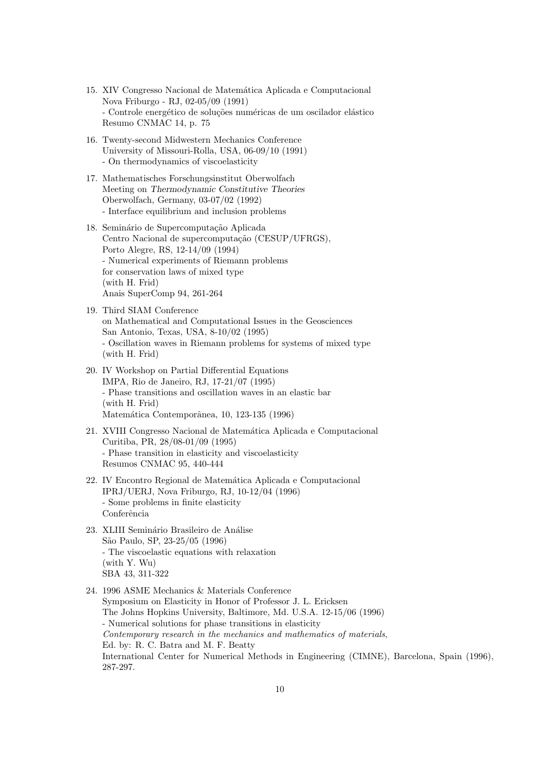15. XIV Congresso Nacional de Matemática Aplicada e Computacional
    Nova Friburgo - RJ, 02-05/09 (1991)
    - Controle energético de soluções numéricas de um oscilador elástico
    Resumo CNMAC 14, p. 75

16. Twenty-second Midwestern Mechanics Conference
    University of Missouri-Rolla, USA, 06-09/10 (1991)
    - On thermodynamics of viscoelasticity

17. Mathematisches Forschungsinstitut Oberwolfach
    Meeting on *Thermodynamic Constitutive Theories*
    Oberwolfach, Germany, 03-07/02 (1992)
    - Interface equilibrium and inclusion problems

18. Seminário de Supercomputação Aplicada
    Centro Nacional de supercomputação (CESUP/UFRGS),
    Porto Alegre, RS, 12-14/09 (1994)
    - Numerical experiments of Riemann problems
    for conservation laws of mixed type
    (with H. Frid)
    Anais SuperComp 94, 261-264

19. Third SIAM Conference
    on Mathematical and Computational Issues in the Geosciences
    San Antonio, Texas, USA, 8-10/02 (1995)
    - Oscillation waves in Riemann problems for systems of mixed type
    (with H. Frid)

20. IV Workshop on Partial Differential Equations
    IMPA, Rio de Janeiro, RJ, 17-21/07 (1995)
    - Phase transitions and oscillation waves in an elastic bar
    (with H. Frid)
    Matemática Contemporânea, 10, 123-135 (1996)

21. XVIII Congresso Nacional de Matemática Aplicada e Computacional
    Curitiba, PR, 28/08-01/09 (1995)
    - Phase transition in elasticity and viscoelasticity
    Resumos CNMAC 95, 440-444

22. IV Encontro Regional de Matemática Aplicada e Computacional
    IPRJ/UERJ, Nova Friburgo, RJ, 10-12/04 (1996)
    - Some problems in finite elasticity
    Conferência

23. XLIII Seminário Brasileiro de Análise
    São Paulo, SP, 23-25/05 (1996)
    - The viscoelastic equations with relaxation
    (with Y. Wu)
    SBA 43, 311-322

24. 1996 ASME Mechanics & Materials Conference
    Symposium on Elasticity in Honor of Professor J. L. Ericksen
    The Johns Hopkins University, Baltimore, Md. U.S.A. 12-15/06 (1996)
    - Numerical solutions for phase transitions in elasticity
    *Contemporary research in the mechanics and mathematics of materials*,
    Ed. by: R. C. Batra and M. F. Beatty
    International Center for Numerical Methods in Engineering (CIMNE), Barcelona, Spain (1996), 287-297.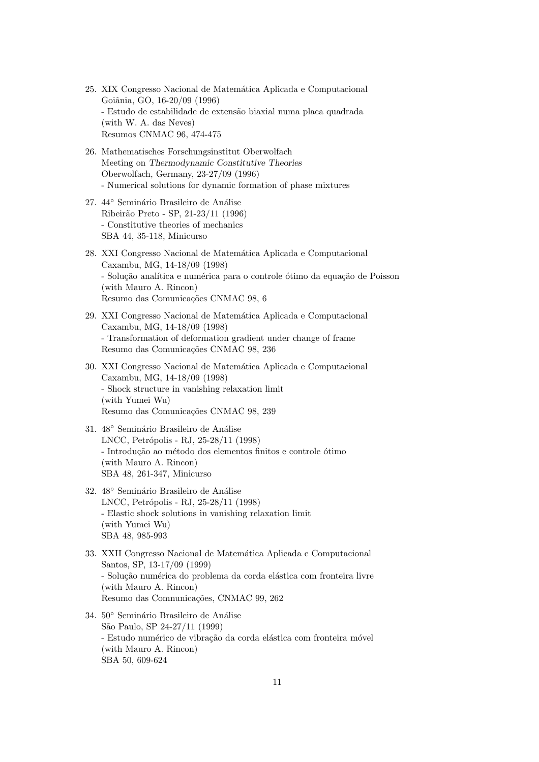25. XIX Congresso Nacional de Matemática Aplicada e Computacional
    Goiânia, GO, 16-20/09 (1996)
    - Estudo de estabilidade de extensão biaxial numa placa quadrada
    (with W. A. das Neves)
    Resumos CNMAC 96, 474-475

26. Mathematisches Forschungsinstitut Oberwolfach
    Meeting on *Thermodynamic Constitutive Theories*
    Oberwolfach, Germany, 23-27/09 (1996)
    - Numerical solutions for dynamic formation of phase mixtures

27. 44° Seminário Brasileiro de Análise
    Ribeirão Preto - SP, 21-23/11 (1996)
    - Constitutive theories of mechanics
    SBA 44, 35-118, Minicurso

28. XXI Congresso Nacional de Matemática Aplicada e Computacional
    Caxambu, MG, 14-18/09 (1998)
    - Solução analítica e numérica para o controle ótimo da equação de Poisson
    (with Mauro A. Rincon)
    Resumo das Comunicações CNMAC 98, 6

29. XXI Congresso Nacional de Matemática Aplicada e Computacional
    Caxambu, MG, 14-18/09 (1998)
    - Transformation of deformation gradient under change of frame
    Resumo das Comunicações CNMAC 98, 236

30. XXI Congresso Nacional de Matemática Aplicada e Computacional
    Caxambu, MG, 14-18/09 (1998)
    - Shock structure in vanishing relaxation limit
    (with Yumei Wu)
    Resumo das Comunicações CNMAC 98, 239

31. 48° Seminário Brasileiro de Análise
    LNCC, Petrópolis - RJ, 25-28/11 (1998)
    - Introdução ao método dos elementos finitos e controle ótimo
    (with Mauro A. Rincon)
    SBA 48, 261-347, Minicurso

32. 48° Seminário Brasileiro de Análise
    LNCC, Petrópolis - RJ, 25-28/11 (1998)
    - Elastic shock solutions in vanishing relaxation limit
    (with Yumei Wu)
    SBA 48, 985-993

33. XXII Congresso Nacional de Matemática Aplicada e Computacional
    Santos, SP, 13-17/09 (1999)
    - Solução numérica do problema da corda elástica com fronteira livre
    (with Mauro A. Rincon)
    Resumo das Comnunicações, CNMAC 99, 262

34. 50° Seminário Brasileiro de Análise
    São Paulo, SP 24-27/11 (1999)
    - Estudo numérico de vibração da corda elástica com fronteira móvel
    (with Mauro A. Rincon)
    SBA 50, 609-624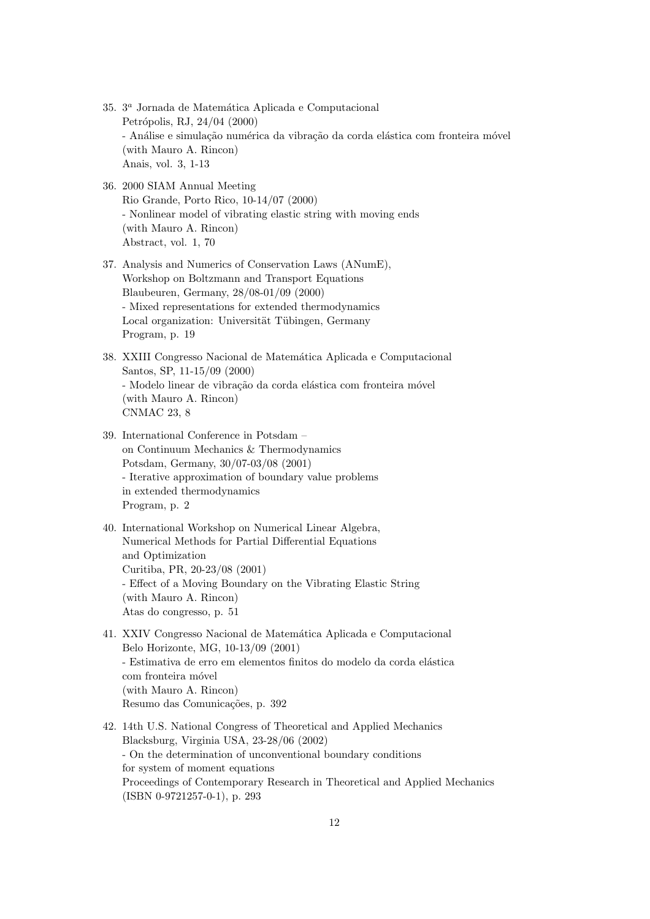35. $3^a$ Jornada de Matemática Aplicada e Computacional
    Petrópolis, RJ, 24/04 (2000)
    - Análise e simulação numérica da vibração da corda elástica com fronteira móvel
    (with Mauro A. Rincon)
    Anais, vol. 3, 1-13

36. 2000 SIAM Annual Meeting
    Rio Grande, Porto Rico, 10-14/07 (2000)
    - Nonlinear model of vibrating elastic string with moving ends
    (with Mauro A. Rincon)
    Abstract, vol. 1, 70

37. Analysis and Numerics of Conservation Laws (ANumE),
    Workshop on Boltzmann and Transport Equations
    Blaubeuren, Germany, 28/08-01/09 (2000)
    - Mixed representations for extended thermodynamics
    Local organization: Universität Tübingen, Germany
    Program, p. 19

38. XXIII Congresso Nacional de Matemática Aplicada e Computacional
    Santos, SP, 11-15/09 (2000)
    - Modelo linear de vibração da corda elástica com fronteira móvel
    (with Mauro A. Rincon)
    CNMAC 23, 8

39. International Conference in Potsdam –
    on Continuum Mechanics & Thermodynamics
    Potsdam, Germany, 30/07-03/08 (2001)
    - Iterative approximation of boundary value problems
    in extended thermodynamics
    Program, p. 2

40. International Workshop on Numerical Linear Algebra,
    Numerical Methods for Partial Differential Equations
    and Optimization
    Curitiba, PR, 20-23/08 (2001)
    - Effect of a Moving Boundary on the Vibrating Elastic String
    (with Mauro A. Rincon)
    Atas do congresso, p. 51

41. XXIV Congresso Nacional de Matemática Aplicada e Computacional
    Belo Horizonte, MG, 10-13/09 (2001)
    - Estimativa de erro em elementos finitos do modelo da corda elástica
    com fronteira móvel
    (with Mauro A. Rincon)
    Resumo das Comunicações, p. 392

42. 14th U.S. National Congress of Theoretical and Applied Mechanics
    Blacksburg, Virginia USA, 23-28/06 (2002)
    - On the determination of unconventional boundary conditions
    for system of moment equations
    Proceedings of Contemporary Research in Theoretical and Applied Mechanics
    (ISBN 0-9721257-0-1), p. 293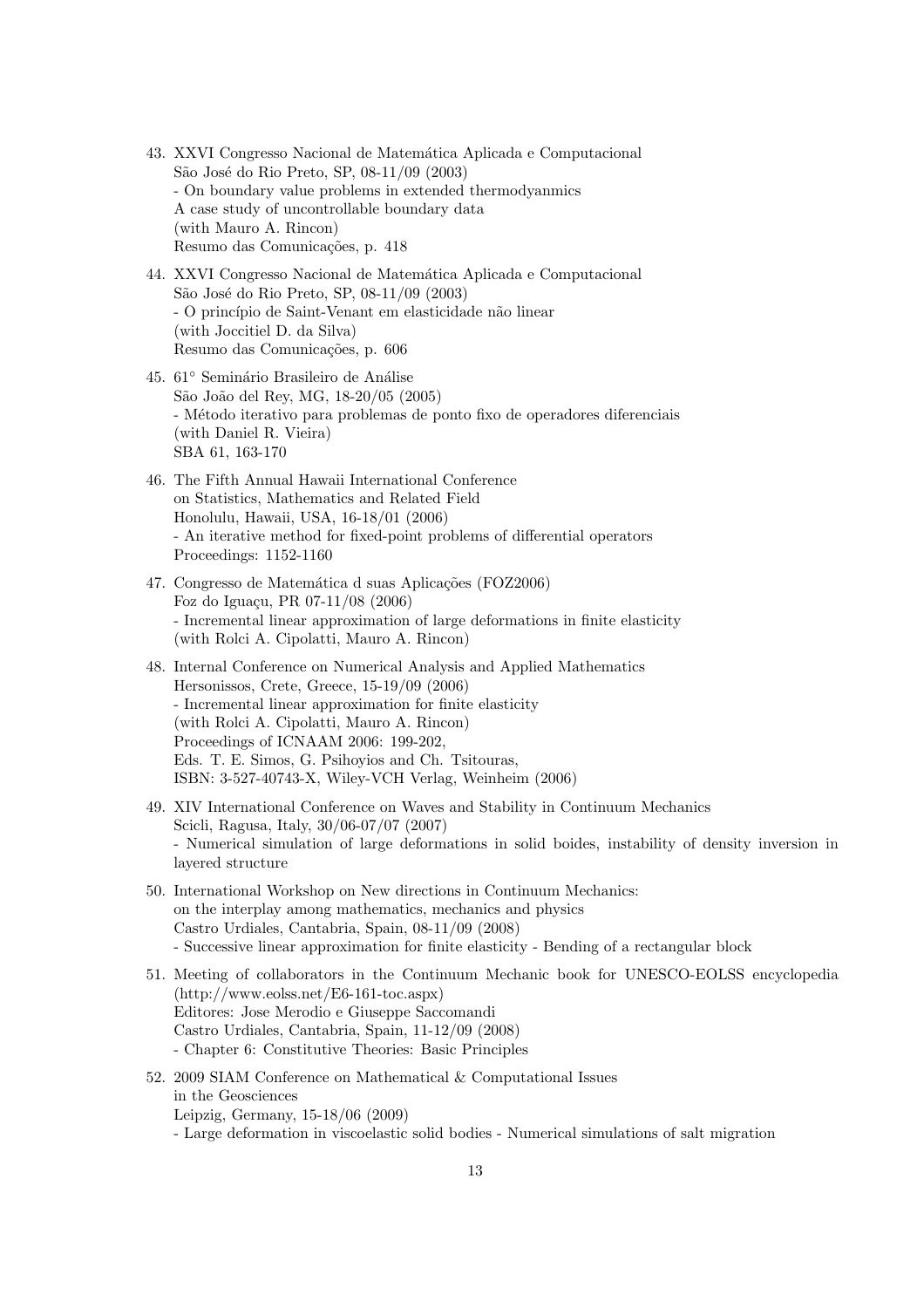43. XXVI Congresso Nacional de Matemática Aplicada e Computacional
    São José do Rio Preto, SP, 08-11/09 (2003)
    - On boundary value problems in extended thermodyanmics
    A case study of uncontrollable boundary data
    (with Mauro A. Rincon)
    Resumo das Comunicações, p. 418

44. XXVI Congresso Nacional de Matemática Aplicada e Computacional
    São José do Rio Preto, SP, 08-11/09 (2003)
    - O princípio de Saint-Venant em elasticidade não linear
    (with Joccitiel D. da Silva)
    Resumo das Comunicações, p. 606

45. 61° Seminário Brasileiro de Análise
    São João del Rey, MG, 18-20/05 (2005)
    - Método iterativo para problemas de ponto fixo de operadores diferenciais
    (with Daniel R. Vieira)
    SBA 61, 163-170

46. The Fifth Annual Hawaii International Conference
    on Statistics, Mathematics and Related Field
    Honolulu, Hawaii, USA, 16-18/01 (2006)
    - An iterative method for fixed-point problems of differential operators
    Proceedings: 1152-1160

47. Congresso de Matemática d suas Aplicações (FOZ2006)
    Foz do Iguaçu, PR 07-11/08 (2006)
    - Incremental linear approximation of large deformations in finite elasticity
    (with Rolci A. Cipolatti, Mauro A. Rincon)

48. Internal Conference on Numerical Analysis and Applied Mathematics
    Hersonissos, Crete, Greece, 15-19/09 (2006)
    - Incremental linear approximation for finite elasticity
    (with Rolci A. Cipolatti, Mauro A. Rincon)
    Proceedings of ICNAAM 2006: 199-202,
    Eds. T. E. Simos, G. Psihoyios and Ch. Tsitouras,
    ISBN: 3-527-40743-X, Wiley-VCH Verlag, Weinheim (2006)

49. XIV International Conference on Waves and Stability in Continuum Mechanics
    Scicli, Ragusa, Italy, 30/06-07/07 (2007)
    - Numerical simulation of large deformations in solid boides, instability of density inversion in layered structure

50. International Workshop on New directions in Continuum Mechanics:
    on the interplay among mathematics, mechanics and physics
    Castro Urdiales, Cantabria, Spain, 08-11/09 (2008)
    - Successive linear approximation for finite elasticity - Bending of a rectangular block

51. Meeting of collaborators in the Continuum Mechanic book for UNESCO-EOLSS encyclopedia (http://www.eolss.net/E6-161-toc.aspx)
    Editores: Jose Merodio e Giuseppe Saccomandi
    Castro Urdiales, Cantabria, Spain, 11-12/09 (2008)
    - Chapter 6: Constitutive Theories: Basic Principles

52. 2009 SIAM Conference on Mathematical & Computational Issues
    in the Geosciences
    Leipzig, Germany, 15-18/06 (2009)
    - Large deformation in viscoelastic solid bodies - Numerical simulations of salt migration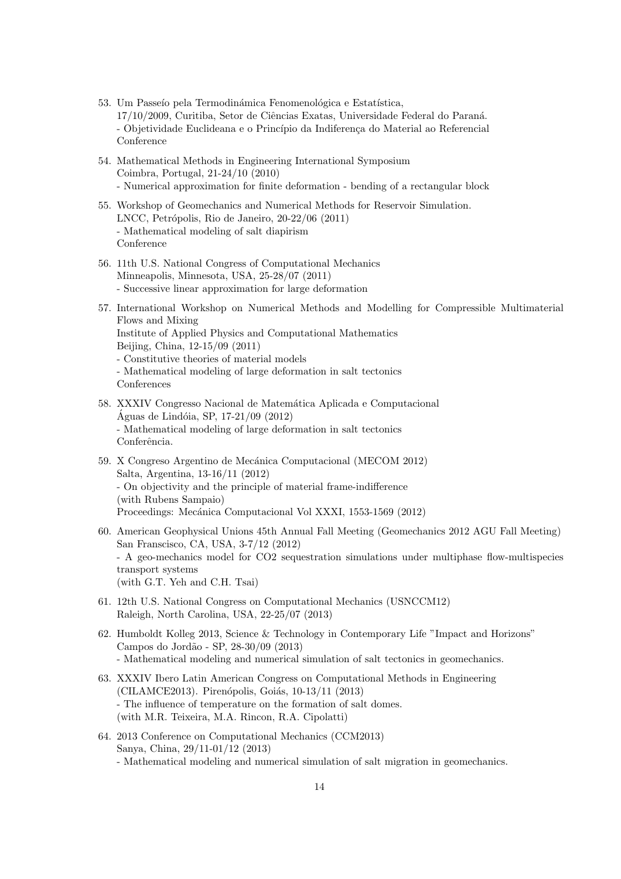53. Um Passeío pela Termodinámica Fenomenológica e Estatística,
    17/10/2009, Curitiba, Setor de Ciências Exatas, Universidade Federal do Paraná.
    - Objetividade Euclideana e o Princípio da Indiferença do Material ao Referencial
    Conference

54. Mathematical Methods in Engineering International Symposium
    Coimbra, Portugal, 21-24/10 (2010)
    - Numerical approximation for finite deformation - bending of a rectangular block

55. Workshop of Geomechanics and Numerical Methods for Reservoir Simulation.
    LNCC, Petrópolis, Rio de Janeiro, 20-22/06 (2011)
    - Mathematical modeling of salt diapirism
    Conference

56. 11th U.S. National Congress of Computational Mechanics
    Minneapolis, Minnesota, USA, 25-28/07 (2011)
    - Successive linear approximation for large deformation

57. International Workshop on Numerical Methods and Modelling for Compressible Multimaterial Flows and Mixing
    Institute of Applied Physics and Computational Mathematics
    Beijing, China, 12-15/09 (2011)
    - Constitutive theories of material models
    - Mathematical modeling of large deformation in salt tectonics
    Conferences

58. XXXIV Congresso Nacional de Matemática Aplicada e Computacional
    Águas de Lindóia, SP, 17-21/09 (2012)
    - Mathematical modeling of large deformation in salt tectonics
    Conferência.

59. X Congreso Argentino de Mecánica Computacional (MECOM 2012)
    Salta, Argentina, 13-16/11 (2012)
    - On objectivity and the principle of material frame-indifference
    (with Rubens Sampaio)
    Proceedings: Mecánica Computacional Vol XXXI, 1553-1569 (2012)

60. American Geophysical Unions 45th Annual Fall Meeting (Geomechanics 2012 AGU Fall Meeting)
    San Franscisco, CA, USA, 3-7/12 (2012)
    - A geo-mechanics model for CO2 sequestration simulations under multiphase flow-multispecies transport systems
    (with G.T. Yeh and C.H. Tsai)

61. 12th U.S. National Congress on Computational Mechanics (USNCCM12)
    Raleigh, North Carolina, USA, 22-25/07 (2013)

62. Humboldt Kolleg 2013, Science & Technology in Contemporary Life "Impact and Horizons"
    Campos do Jordão - SP, 28-30/09 (2013)
    - Mathematical modeling and numerical simulation of salt tectonics in geomechanics.

63. XXXIV Ibero Latin American Congress on Computational Methods in Engineering
    (CILAMCE2013). Pirenópolis, Goiás, 10-13/11 (2013)
    - The influence of temperature on the formation of salt domes.
    (with M.R. Teixeira, M.A. Rincon, R.A. Cipolatti)

64. 2013 Conference on Computational Mechanics (CCM2013)
    Sanya, China, 29/11-01/12 (2013)
    - Mathematical modeling and numerical simulation of salt migration in geomechanics.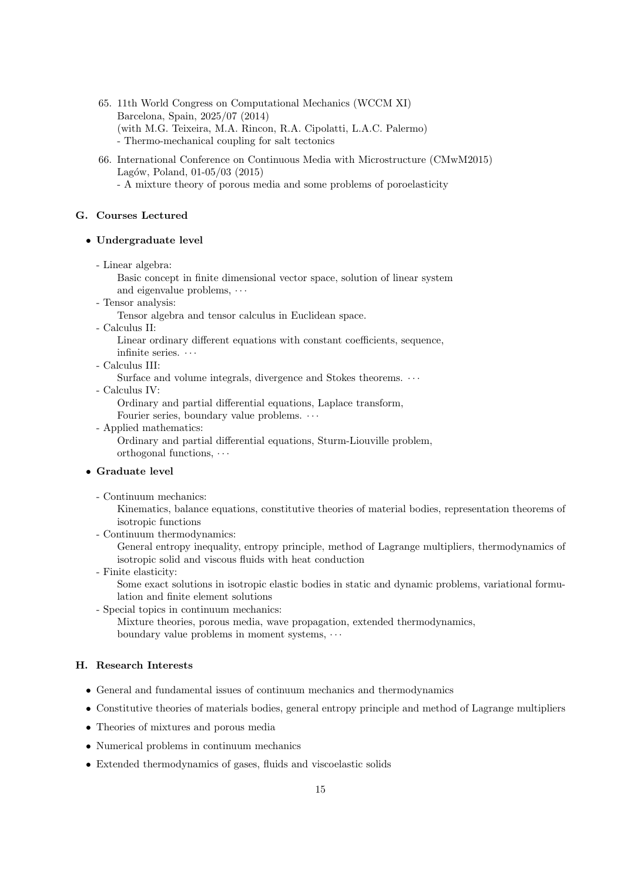65. 11th World Congress on Computational Mechanics (WCCM XI)
    Barcelona, Spain, 2025/07 (2014)
    (with M.G. Teixeira, M.A. Rincon, R.A. Cipolatti, L.A.C. Palermo)
    - Thermo-mechanical coupling for salt tectonics

66. International Conference on Continuous Media with Microstructure (CMwM2015)
    Lagów, Poland, 01-05/03 (2015)
    - A mixture theory of porous media and some problems of poroelasticity

### G. Courses Lectured

- **Undergraduate level**

  - Linear algebra:
    Basic concept in finite dimensional vector space, solution of linear system and eigenvalue problems, $\cdots$
  - Tensor analysis:
    Tensor algebra and tensor calculus in Euclidean space.
  - Calculus II:
    Linear ordinary different equations with constant coefficients, sequence, infinite series. $\cdots$
  - Calculus III:
    Surface and volume integrals, divergence and Stokes theorems. $\cdots$
  - Calculus IV:
    Ordinary and partial differential equations, Laplace transform, Fourier series, boundary value problems. $\cdots$
  - Applied mathematics:
    Ordinary and partial differential equations, Sturm-Liouville problem, orthogonal functions, $\cdots$

- **Graduate level**

  - Continuum mechanics:
    Kinematics, balance equations, constitutive theories of material bodies, representation theorems of isotropic functions
  - Continuum thermodynamics:
    General entropy inequality, entropy principle, method of Lagrange multipliers, thermodynamics of isotropic solid and viscous fluids with heat conduction
  - Finite elasticity:
    Some exact solutions in isotropic elastic bodies in static and dynamic problems, variational formulation and finite element solutions
  - Special topics in continuum mechanics:
    Mixture theories, porous media, wave propagation, extended thermodynamics, boundary value problems in moment systems, $\cdots$

### H. Research Interests

- General and fundamental issues of continuum mechanics and thermodynamics
- Constitutive theories of materials bodies, general entropy principle and method of Lagrange multipliers
- Theories of mixtures and porous media
- Numerical problems in continuum mechanics
- Extended thermodynamics of gases, fluids and viscoelastic solids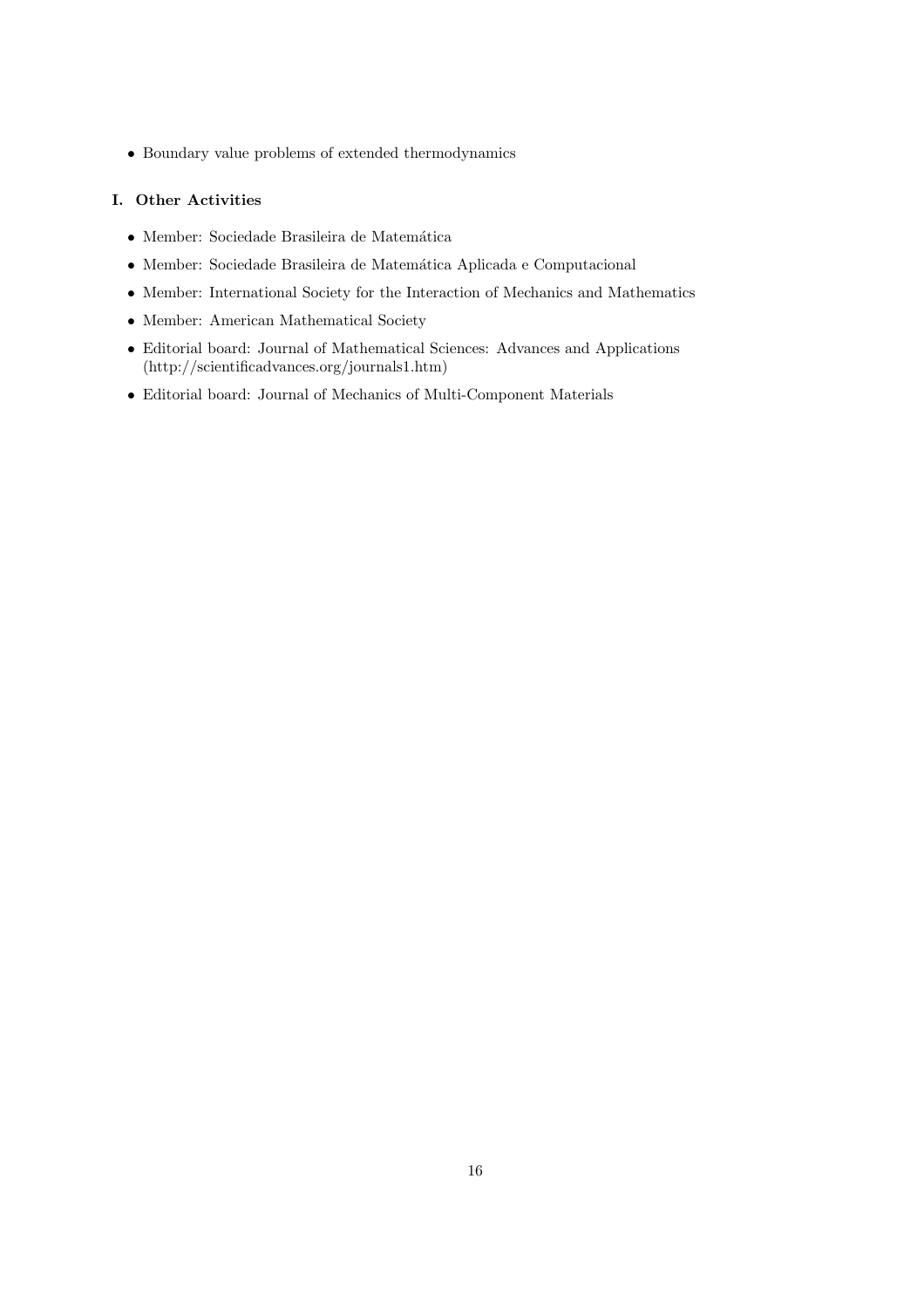- Boundary value problems of extended thermodynamics

## I. Other Activities

- Member: Sociedade Brasileira de Matemática
- Member: Sociedade Brasileira de Matemática Aplicada e Computacional
- Member: International Society for the Interaction of Mechanics and Mathematics
- Member: American Mathematical Society
- Editorial board: Journal of Mathematical Sciences: Advances and Applications (http://scientificadvances.org/journals1.htm)
- Editorial board: Journal of Mechanics of Multi-Component Materials